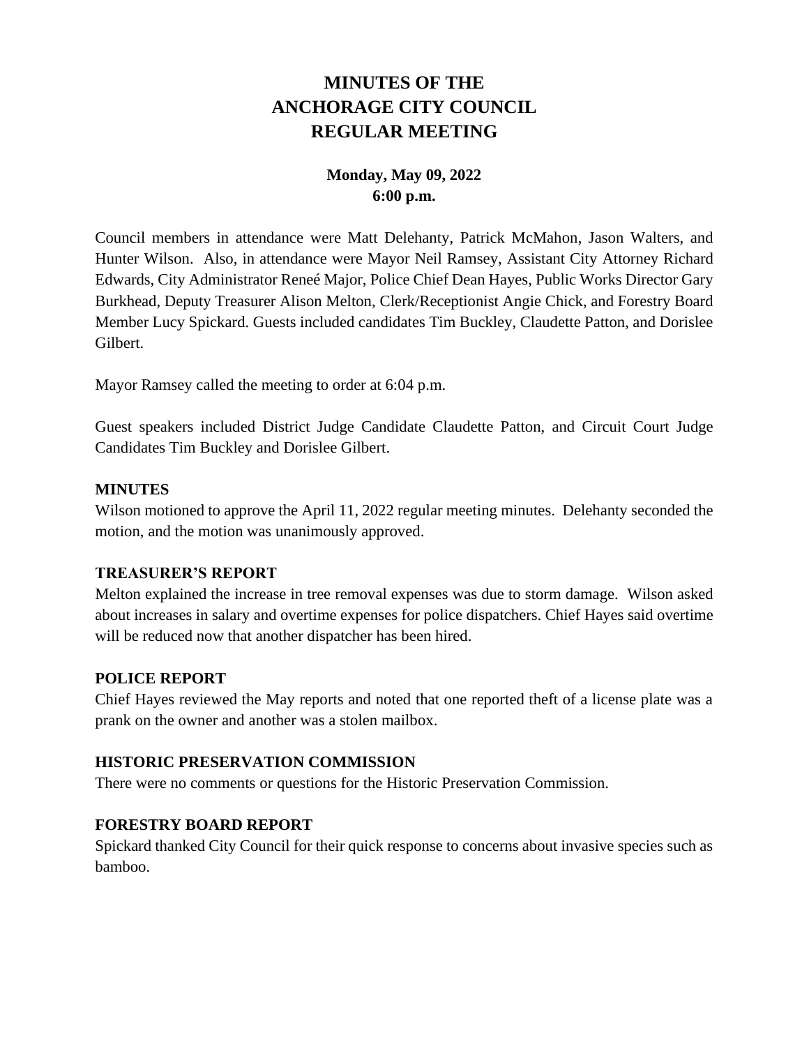# MINUTES OF THE ANCHORAGE CITY COUNCIL REGULAR MEETING

**Monday, May 09, 2022**
**6:00 p.m.**

Council members in attendance were Matt Delehanty, Patrick McMahon, Jason Walters, and Hunter Wilson. Also, in attendance were Mayor Neil Ramsey, Assistant City Attorney Richard Edwards, City Administrator Reneé Major, Police Chief Dean Hayes, Public Works Director Gary Burkhead, Deputy Treasurer Alison Melton, Clerk/Receptionist Angie Chick, and Forestry Board Member Lucy Spickard. Guests included candidates Tim Buckley, Claudette Patton, and Dorislee Gilbert.

Mayor Ramsey called the meeting to order at 6:04 p.m.

Guest speakers included District Judge Candidate Claudette Patton, and Circuit Court Judge Candidates Tim Buckley and Dorislee Gilbert.

## MINUTES

Wilson motioned to approve the April 11, 2022 regular meeting minutes. Delehanty seconded the motion, and the motion was unanimously approved.

## TREASURER'S REPORT

Melton explained the increase in tree removal expenses was due to storm damage. Wilson asked about increases in salary and overtime expenses for police dispatchers. Chief Hayes said overtime will be reduced now that another dispatcher has been hired.

## POLICE REPORT

Chief Hayes reviewed the May reports and noted that one reported theft of a license plate was a prank on the owner and another was a stolen mailbox.

## HISTORIC PRESERVATION COMMISSION

There were no comments or questions for the Historic Preservation Commission.

## FORESTRY BOARD REPORT

Spickard thanked City Council for their quick response to concerns about invasive species such as bamboo.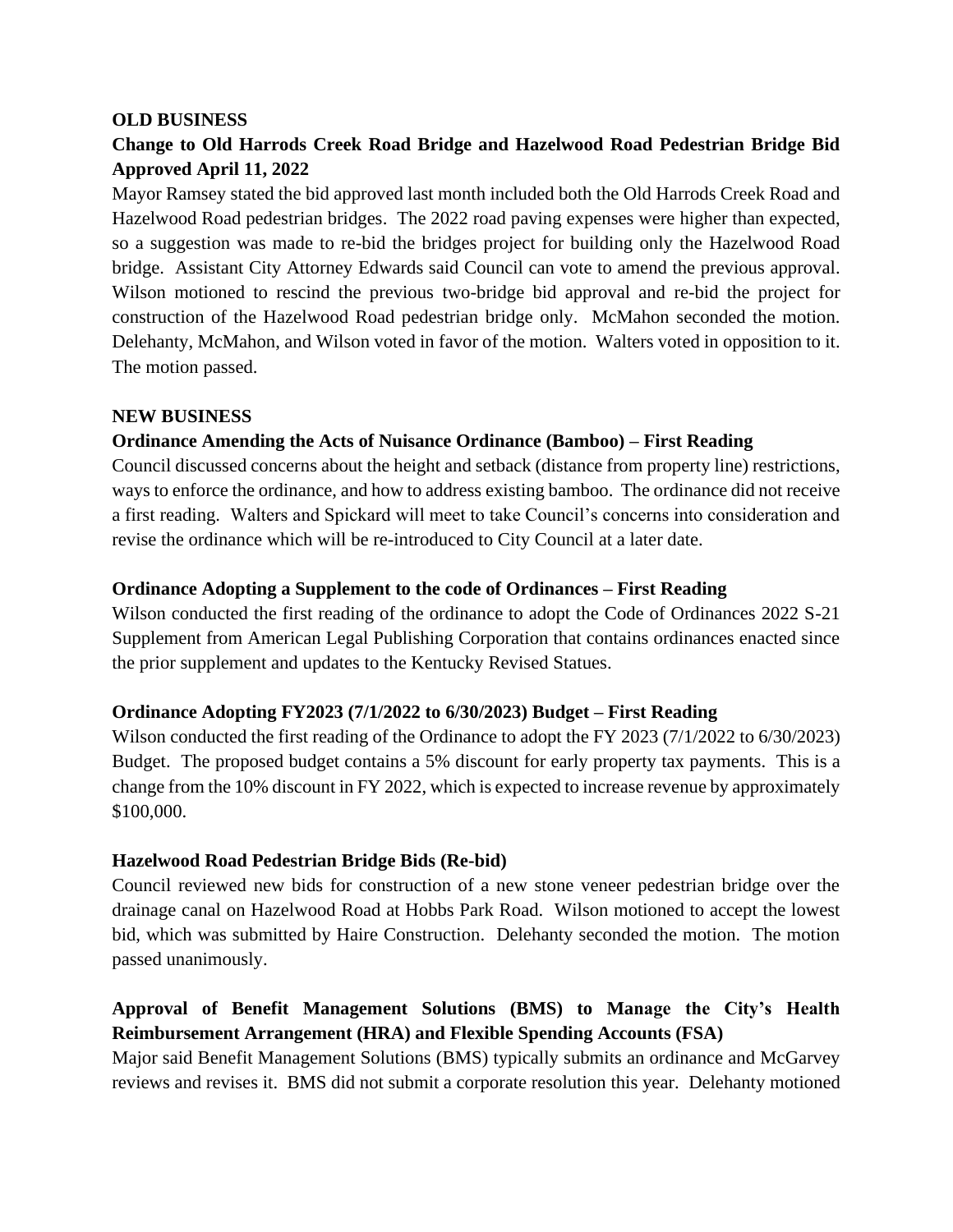## OLD BUSINESS

### Change to Old Harrods Creek Road Bridge and Hazelwood Road Pedestrian Bridge Bid Approved April 11, 2022

Mayor Ramsey stated the bid approved last month included both the Old Harrods Creek Road and Hazelwood Road pedestrian bridges. The 2022 road paving expenses were higher than expected, so a suggestion was made to re-bid the bridges project for building only the Hazelwood Road bridge. Assistant City Attorney Edwards said Council can vote to amend the previous approval. Wilson motioned to rescind the previous two-bridge bid approval and re-bid the project for construction of the Hazelwood Road pedestrian bridge only. McMahon seconded the motion. Delehanty, McMahon, and Wilson voted in favor of the motion. Walters voted in opposition to it. The motion passed.

## NEW BUSINESS

### Ordinance Amending the Acts of Nuisance Ordinance (Bamboo) – First Reading

Council discussed concerns about the height and setback (distance from property line) restrictions, ways to enforce the ordinance, and how to address existing bamboo. The ordinance did not receive a first reading. Walters and Spickard will meet to take Council's concerns into consideration and revise the ordinance which will be re-introduced to City Council at a later date.

### Ordinance Adopting a Supplement to the code of Ordinances – First Reading

Wilson conducted the first reading of the ordinance to adopt the Code of Ordinances 2022 S-21 Supplement from American Legal Publishing Corporation that contains ordinances enacted since the prior supplement and updates to the Kentucky Revised Statues.

### Ordinance Adopting FY2023 (7/1/2022 to 6/30/2023) Budget – First Reading

Wilson conducted the first reading of the Ordinance to adopt the FY 2023 (7/1/2022 to 6/30/2023) Budget. The proposed budget contains a 5% discount for early property tax payments. This is a change from the 10% discount in FY 2022, which is expected to increase revenue by approximately $100,000.

### Hazelwood Road Pedestrian Bridge Bids (Re-bid)

Council reviewed new bids for construction of a new stone veneer pedestrian bridge over the drainage canal on Hazelwood Road at Hobbs Park Road. Wilson motioned to accept the lowest bid, which was submitted by Haire Construction. Delehanty seconded the motion. The motion passed unanimously.

### Approval of Benefit Management Solutions (BMS) to Manage the City's Health Reimbursement Arrangement (HRA) and Flexible Spending Accounts (FSA)

Major said Benefit Management Solutions (BMS) typically submits an ordinance and McGarvey reviews and revises it. BMS did not submit a corporate resolution this year. Delehanty motioned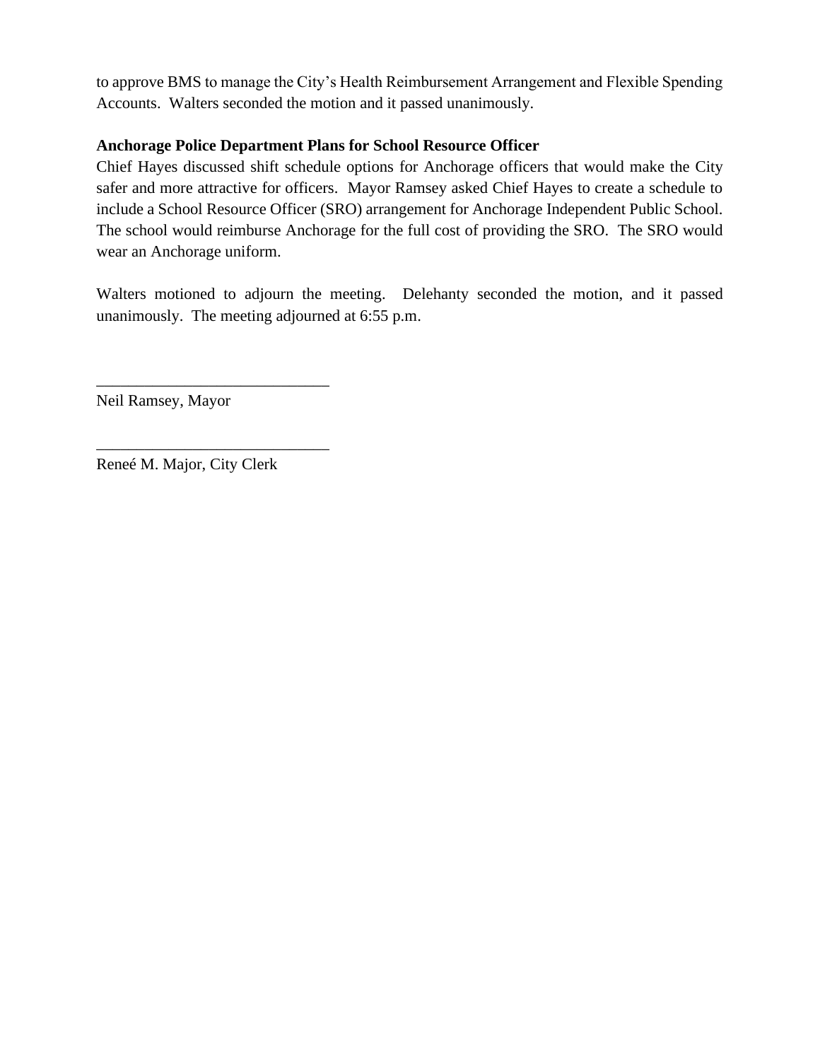to approve BMS to manage the City's Health Reimbursement Arrangement and Flexible Spending Accounts. Walters seconded the motion and it passed unanimously.

**Anchorage Police Department Plans for School Resource Officer**

Chief Hayes discussed shift schedule options for Anchorage officers that would make the City safer and more attractive for officers. Mayor Ramsey asked Chief Hayes to create a schedule to include a School Resource Officer (SRO) arrangement for Anchorage Independent Public School. The school would reimburse Anchorage for the full cost of providing the SRO. The SRO would wear an Anchorage uniform.

Walters motioned to adjourn the meeting. Delehanty seconded the motion, and it passed unanimously. The meeting adjourned at 6:55 p.m.

\_\_\_\_\_\_\_\_\_\_\_\_\_\_\_\_\_\_\_\_\_\_\_\_\_\_\_\_\_\_
Neil Ramsey, Mayor

\_\_\_\_\_\_\_\_\_\_\_\_\_\_\_\_\_\_\_\_\_\_\_\_\_\_\_\_\_\_
Reneé M. Major, City Clerk